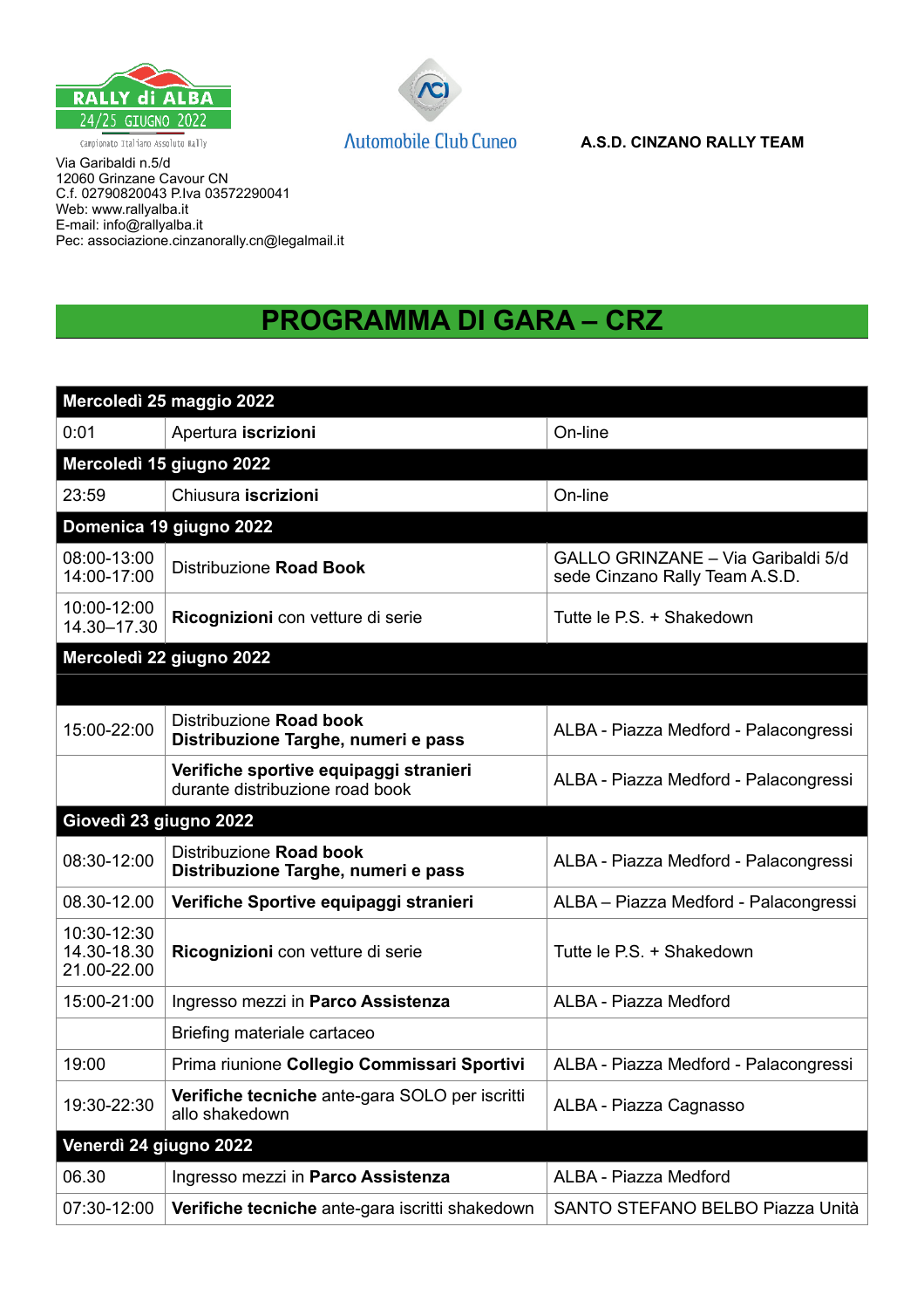RALLY di ALBA
24/25 GIUGNO 2022
Campionato Italiano Assoluto Rally

Automobile Club Cuneo

**A.S.D. CINZANO RALLY TEAM**

Via Garibaldi n.5/d
12060 Grinzane Cavour CN
C.f. 02790820043 P.Iva 03572290041
Web: www.rallyalba.it
E-mail: info@rallyalba.it
Pec: associazione.cinzanorally.cn@legalmail.it

# PROGRAMMA DI GARA – CRZ

| **Mercoledì 25 maggio 2022** | | |
|---|---|---|
| 0:01 | Apertura **iscrizioni** | On-line |
| **Mercoledì 15 giugno 2022** | | |
| 23:59 | Chiusura **iscrizioni** | On-line |
| **Domenica 19 giugno 2022** | | |
| 08:00-13:00<br>14:00-17:00 | Distribuzione **Road Book** | GALLO GRINZANE – Via Garibaldi 5/d sede Cinzano Rally Team A.S.D. |
| 10:00-12:00<br>14.30–17.30 | **Ricognizioni** con vetture di serie | Tutte le P.S. + Shakedown |
| **Mercoledì 22 giugno 2022** | | |
| | | |
| 15:00-22:00 | Distribuzione **Road book**<br>**Distribuzione Targhe, numeri e pass** | ALBA - Piazza Medford - Palacongressi |
| | **Verifiche sportive equipaggi stranieri** durante distribuzione road book | ALBA - Piazza Medford - Palacongressi |
| **Giovedì 23 giugno 2022** | | |
| 08:30-12:00 | Distribuzione **Road book**<br>**Distribuzione Targhe, numeri e pass** | ALBA - Piazza Medford - Palacongressi |
| 08.30-12.00 | **Verifiche Sportive equipaggi stranieri** | ALBA – Piazza Medford - Palacongressi |
| 10:30-12:30<br>14.30-18.30<br>21.00-22.00 | **Ricognizioni** con vetture di serie | Tutte le P.S. + Shakedown |
| 15:00-21:00 | Ingresso mezzi in **Parco Assistenza** | ALBA - Piazza Medford |
| | Briefing materiale cartaceo | |
| 19:00 | Prima riunione **Collegio Commissari Sportivi** | ALBA - Piazza Medford - Palacongressi |
| 19:30-22:30 | **Verifiche tecniche** ante-gara SOLO per iscritti allo shakedown | ALBA - Piazza Cagnasso |
| **Venerdì 24 giugno 2022** | | |
| 06.30 | Ingresso mezzi in **Parco Assistenza** | ALBA - Piazza Medford |
| 07:30-12:00 | **Verifiche tecniche** ante-gara iscritti shakedown | SANTO STEFANO BELBO Piazza Unità |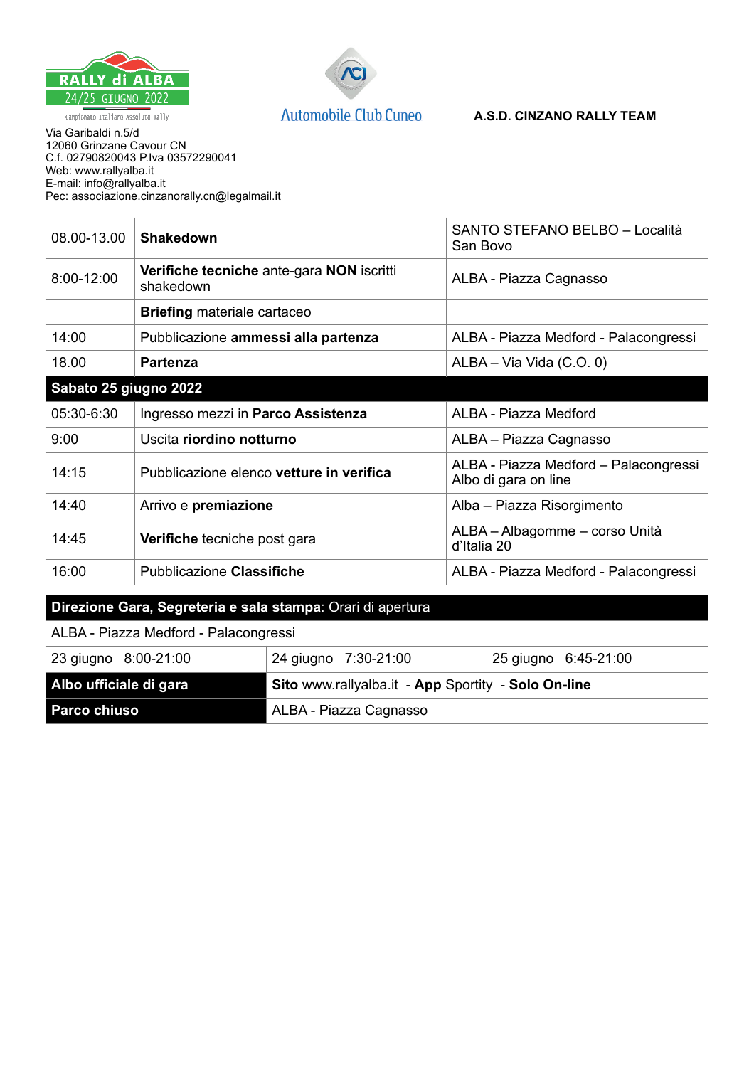RALLY di ALBA
24/25 GIUGNO 2022
Campionato Italiano Assoluto Rally

Automobile Club Cuneo

**A.S.D. CINZANO RALLY TEAM**

Via Garibaldi n.5/d
12060 Grinzane Cavour CN
C.f. 02790820043 P.Iva 03572290041
Web: www.rallyalba.it
E-mail: info@rallyalba.it
Pec: associazione.cinzanorally.cn@legalmail.it

| | | |
|---|---|---|
| 08.00-13.00 | **Shakedown** | SANTO STEFANO BELBO – Località San Bovo |
| 8:00-12:00 | **Verifiche tecniche** ante-gara **NON** iscritti shakedown | ALBA - Piazza Cagnasso |
| | **Briefing** materiale cartaceo | |
| 14:00 | Pubblicazione **ammessi alla partenza** | ALBA - Piazza Medford - Palacongressi |
| 18.00 | **Partenza** | ALBA – Via Vida (C.O. 0) |
| **Sabato 25 giugno 2022** | | |
| 05:30-6:30 | Ingresso mezzi in **Parco Assistenza** | ALBA - Piazza Medford |
| 9:00 | Uscita **riordino notturno** | ALBA – Piazza Cagnasso |
| 14:15 | Pubblicazione elenco **vetture in verifica** | ALBA - Piazza Medford – Palacongressi Albo di gara on line |
| 14:40 | Arrivo e **premiazione** | Alba – Piazza Risorgimento |
| 14:45 | **Verifiche** tecniche post gara | ALBA – Albagomme – corso Unità d'Italia 20 |
| 16:00 | Pubblicazione **Classifiche** | ALBA - Piazza Medford - Palacongressi |

| **Direzione Gara, Segreteria e sala stampa**: Orari di apertura | | |
|---|---|---|
| ALBA - Piazza Medford - Palacongressi | | |
| 23 giugno 8:00-21:00 | 24 giugno 7:30-21:00 | 25 giugno 6:45-21:00 |
| **Albo ufficiale di gara** | **Sito** www.rallyalba.it - **App** Sportity - **Solo On-line** | |
| **Parco chiuso** | ALBA - Piazza Cagnasso | |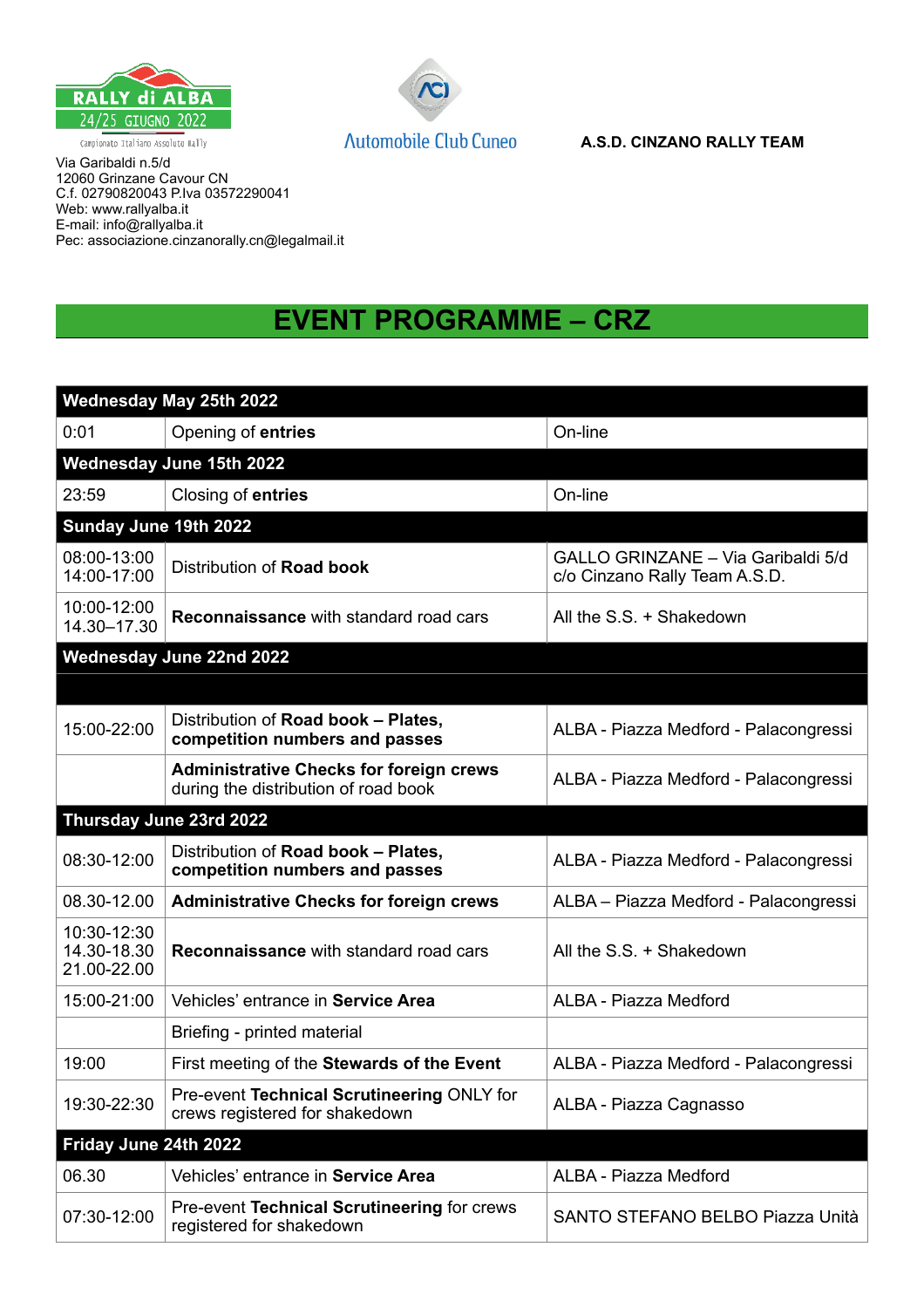RALLY di ALBA
24/25 GIUGNO 2022
Campionato Italiano Assoluto Rally

Automobile Club Cuneo

**A.S.D. CINZANO RALLY TEAM**

Via Garibaldi n.5/d
12060 Grinzane Cavour CN
C.f. 02790820043 P.Iva 03572290041
Web: www.rallyalba.it
E-mail: info@rallyalba.it
Pec: associazione.cinzanorally.cn@legalmail.it

# EVENT PROGRAMME – CRZ

| **Wednesday May 25th 2022** | | |
|---|---|---|
| 0:01 | Opening of **entries** | On-line |
| **Wednesday June 15th 2022** | | |
| 23:59 | Closing of **entries** | On-line |
| **Sunday June 19th 2022** | | |
| 08:00-13:00<br>14:00-17:00 | Distribution of **Road book** | GALLO GRINZANE – Via Garibaldi 5/d c/o Cinzano Rally Team A.S.D. |
| 10:00-12:00<br>14.30–17.30 | **Reconnaissance** with standard road cars | All the S.S. + Shakedown |
| **Wednesday June 22nd 2022** | | |
| | | |
| 15:00-22:00 | Distribution of **Road book – Plates, competition numbers and passes** | ALBA - Piazza Medford - Palacongressi |
| | **Administrative Checks for foreign crews** during the distribution of road book | ALBA - Piazza Medford - Palacongressi |
| **Thursday June 23rd 2022** | | |
| 08:30-12:00 | Distribution of **Road book – Plates, competition numbers and passes** | ALBA - Piazza Medford - Palacongressi |
| 08.30-12.00 | **Administrative Checks for foreign crews** | ALBA – Piazza Medford - Palacongressi |
| 10:30-12:30<br>14.30-18.30<br>21.00-22.00 | **Reconnaissance** with standard road cars | All the S.S. + Shakedown |
| 15:00-21:00 | Vehicles' entrance in **Service Area** | ALBA - Piazza Medford |
| | Briefing - printed material | |
| 19:00 | First meeting of the **Stewards of the Event** | ALBA - Piazza Medford - Palacongressi |
| 19:30-22:30 | Pre-event **Technical Scrutineering** ONLY for crews registered for shakedown | ALBA - Piazza Cagnasso |
| **Friday June 24th 2022** | | |
| 06.30 | Vehicles' entrance in **Service Area** | ALBA - Piazza Medford |
| 07:30-12:00 | Pre-event **Technical Scrutineering** for crews registered for shakedown | SANTO STEFANO BELBO Piazza Unità |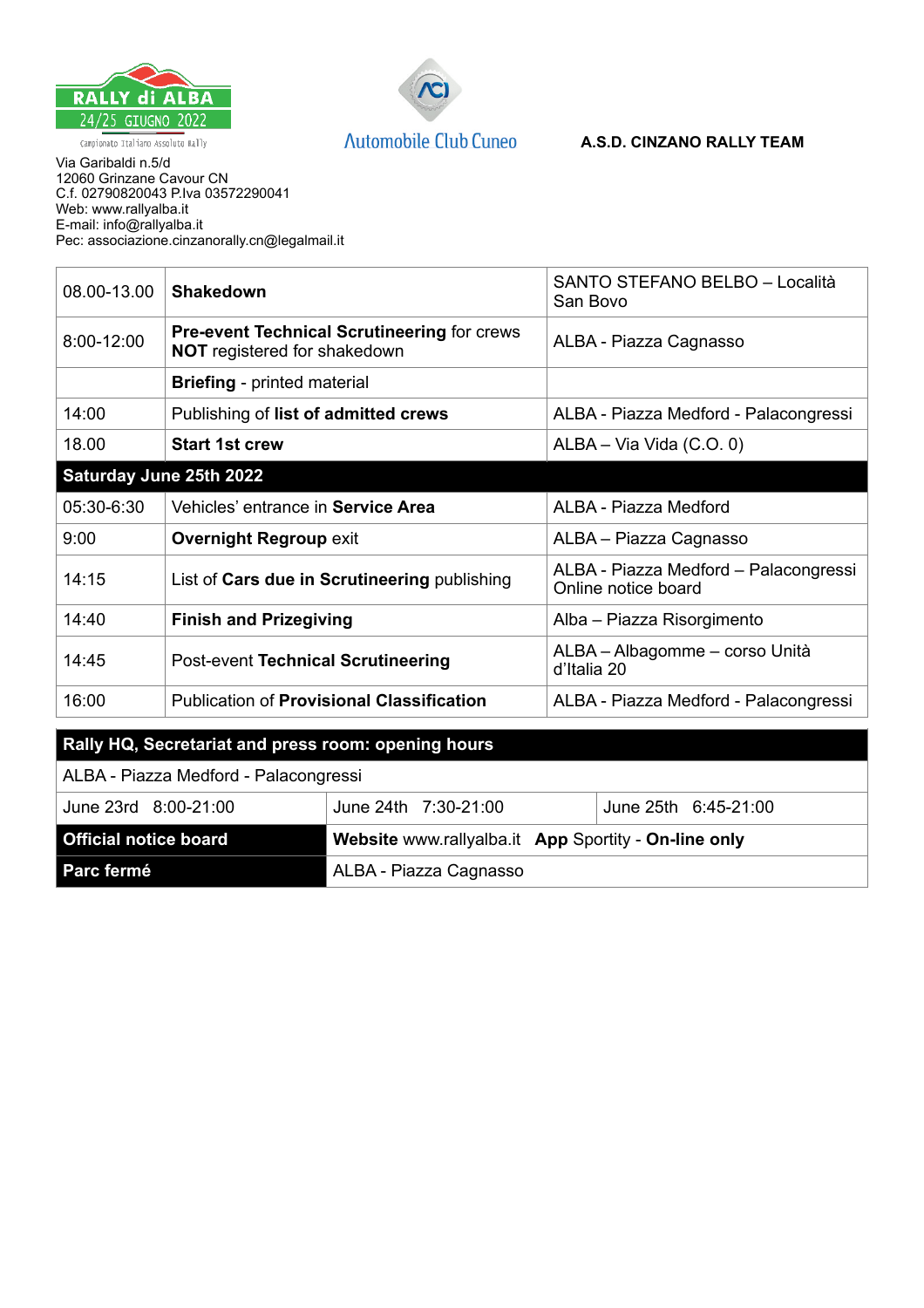RALLY di ALBA
24/25 GIUGNO 2022
Campionato Italiano Assoluto Rally

Automobile Club Cuneo

**A.S.D. CINZANO RALLY TEAM**

Via Garibaldi n.5/d
12060 Grinzane Cavour CN
C.f. 02790820043 P.Iva 03572290041
Web: www.rallyalba.it
E-mail: info@rallyalba.it
Pec: associazione.cinzanorally.cn@legalmail.it

| | | |
|---|---|---|
| 08.00-13.00 | **Shakedown** | SANTO STEFANO BELBO – Località San Bovo |
| 8:00-12:00 | **Pre-event Technical Scrutineering** for crews **NOT** registered for shakedown | ALBA - Piazza Cagnasso |
| | **Briefing** - printed material | |
| 14:00 | Publishing of **list of admitted crews** | ALBA - Piazza Medford - Palacongressi |
| 18.00 | **Start 1st crew** | ALBA – Via Vida (C.O. 0) |
| **Saturday June 25th 2022** | | |
| 05:30-6:30 | Vehicles' entrance in **Service Area** | ALBA - Piazza Medford |
| 9:00 | **Overnight Regroup** exit | ALBA – Piazza Cagnasso |
| 14:15 | List of **Cars due in Scrutineering** publishing | ALBA - Piazza Medford – Palacongressi Online notice board |
| 14:40 | **Finish and Prizegiving** | Alba – Piazza Risorgimento |
| 14:45 | Post-event **Technical Scrutineering** | ALBA – Albagomme – corso Unità d'Italia 20 |
| 16:00 | Publication of **Provisional Classification** | ALBA - Piazza Medford - Palacongressi |

| **Rally HQ, Secretariat and press room: opening hours** | | |
|---|---|---|
| ALBA - Piazza Medford - Palacongressi | | |
| June 23rd 8:00-21:00 | June 24th 7:30-21:00 | June 25th 6:45-21:00 |
| **Official notice board** | **Website** www.rallyalba.it **App** Sportity - **On-line only** | |
| **Parc fermé** | ALBA - Piazza Cagnasso | |